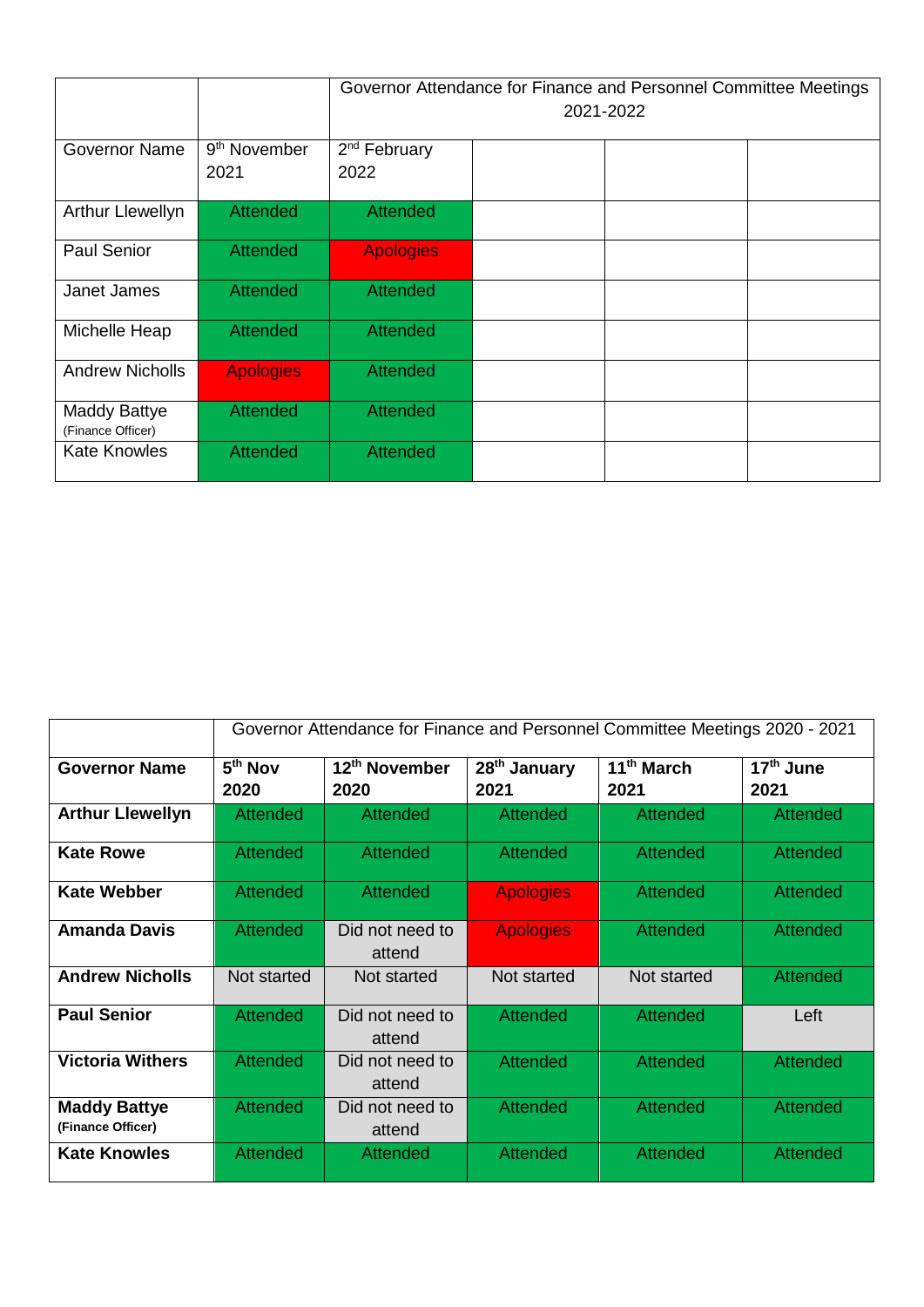| | | Governor Attendance for Finance and Personnel Committee Meetings 2021-2022 | | | |
|---|---|---|---|---|---|
| Governor Name | 9th November 2021 | 2nd February 2022 | | | |
| Arthur Llewellyn | Attended | Attended | | | |
| Paul Senior | Attended | Apologies | | | |
| Janet James | Attended | Attended | | | |
| Michelle Heap | Attended | Attended | | | |
| Andrew Nicholls | Apologies | Attended | | | |
| Maddy Battye (Finance Officer) | Attended | Attended | | | |
| Kate Knowles | Attended | Attended | | | |

| | Governor Attendance for Finance and Personnel Committee Meetings 2020 - 2021 | | | | |
|---|---|---|---|---|---|
| **Governor Name** | **5th Nov 2020** | **12th November 2020** | **28th January 2021** | **11th March 2021** | **17th June 2021** |
| **Arthur Llewellyn** | Attended | Attended | Attended | Attended | Attended |
| **Kate Rowe** | Attended | Attended | Attended | Attended | Attended |
| **Kate Webber** | Attended | Attended | Apologies | Attended | Attended |
| **Amanda Davis** | Attended | Did not need to attend | Apologies | Attended | Attended |
| **Andrew Nicholls** | Not started | Not started | Not started | Not started | Attended |
| **Paul Senior** | Attended | Did not need to attend | Attended | Attended | Left |
| **Victoria Withers** | Attended | Did not need to attend | Attended | Attended | Attended |
| **Maddy Battye (Finance Officer)** | Attended | Did not need to attend | Attended | Attended | Attended |
| **Kate Knowles** | Attended | Attended | Attended | Attended | Attended |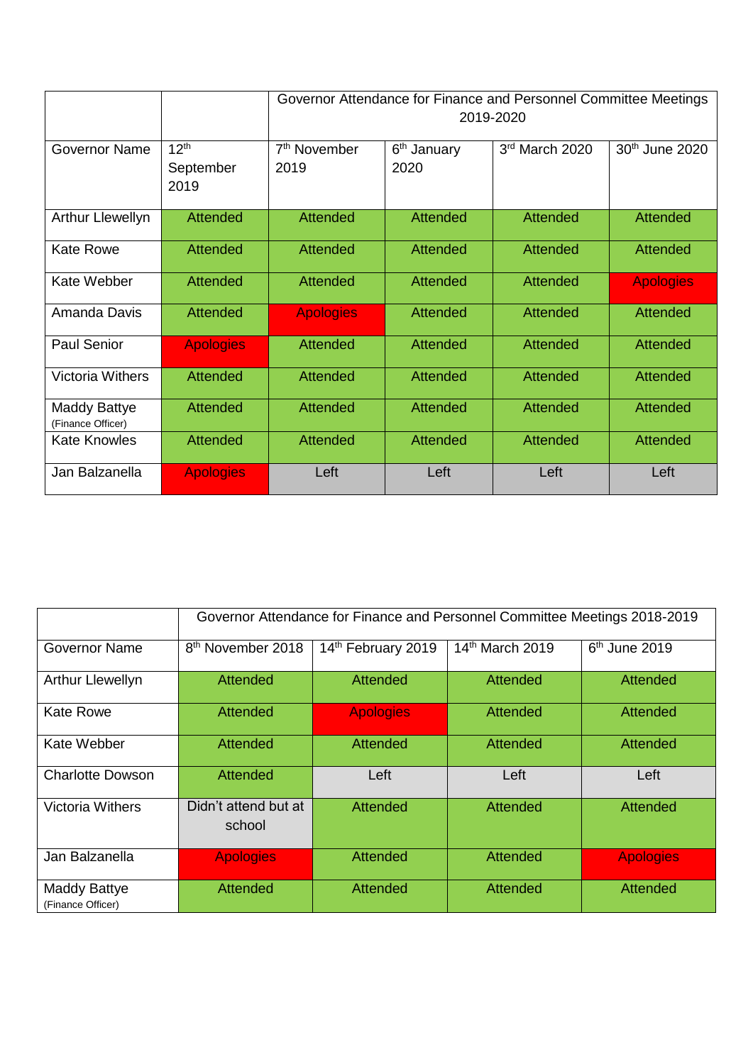| | | Governor Attendance for Finance and Personnel Committee Meetings 2019-2020 | | | |
|---|---|---|---|---|---|
| Governor Name | 12th September 2019 | 7th November 2019 | 6th January 2020 | 3rd March 2020 | 30th June 2020 |
| Arthur Llewellyn | Attended | Attended | Attended | Attended | Attended |
| Kate Rowe | Attended | Attended | Attended | Attended | Attended |
| Kate Webber | Attended | Attended | Attended | Attended | Apologies |
| Amanda Davis | Attended | Apologies | Attended | Attended | Attended |
| Paul Senior | Apologies | Attended | Attended | Attended | Attended |
| Victoria Withers | Attended | Attended | Attended | Attended | Attended |
| Maddy Battye (Finance Officer) | Attended | Attended | Attended | Attended | Attended |
| Kate Knowles | Attended | Attended | Attended | Attended | Attended |
| Jan Balzanella | Apologies | Left | Left | Left | Left |

| | Governor Attendance for Finance and Personnel Committee Meetings 2018-2019 | | | |
|---|---|---|---|---|
| Governor Name | 8th November 2018 | 14th February 2019 | 14th March 2019 | 6th June 2019 |
| Arthur Llewellyn | Attended | Attended | Attended | Attended |
| Kate Rowe | Attended | Apologies | Attended | Attended |
| Kate Webber | Attended | Attended | Attended | Attended |
| Charlotte Dowson | Attended | Left | Left | Left |
| Victoria Withers | Didn't attend but at school | Attended | Attended | Attended |
| Jan Balzanella | Apologies | Attended | Attended | Apologies |
| Maddy Battye (Finance Officer) | Attended | Attended | Attended | Attended |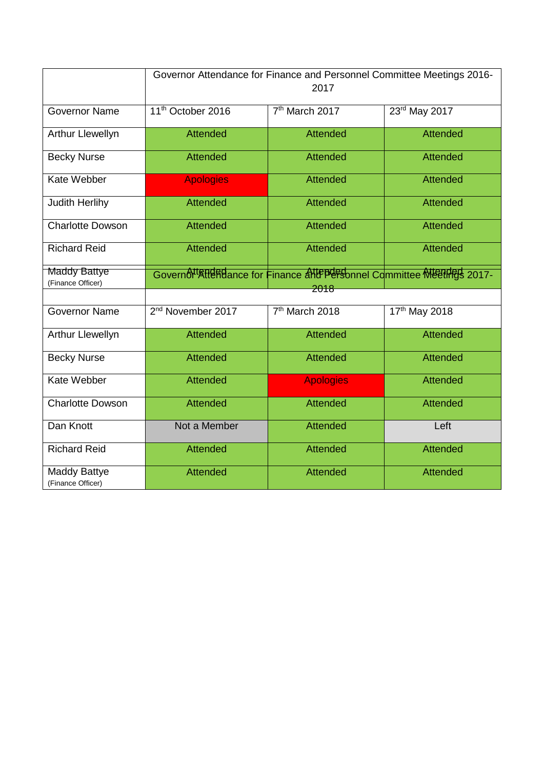| | Governor Attendance for Finance and Personnel Committee Meetings 2016-2017 | | |
|---|---|---|---|
| Governor Name | 11th October 2016 | 7th March 2017 | 23rd May 2017 |
| Arthur Llewellyn | Attended | Attended | Attended |
| Becky Nurse | Attended | Attended | Attended |
| Kate Webber | Apologies | Attended | Attended |
| Judith Herlihy | Attended | Attended | Attended |
| Charlotte Dowson | Attended | Attended | Attended |
| Richard Reid | Attended | Attended | Attended |
| Maddy Battye (Finance Officer) | Attended | Attended | Attended |

| | Governor Attendance for Finance and Personnel Committee Meetings 2017-2018 | | |
|---|---|---|---|
| Governor Name | 2nd November 2017 | 7th March 2018 | 17th May 2018 |
| Arthur Llewellyn | Attended | Attended | Attended |
| Becky Nurse | Attended | Attended | Attended |
| Kate Webber | Attended | Apologies | Attended |
| Charlotte Dowson | Attended | Attended | Attended |
| Dan Knott | Not a Member | Attended | Left |
| Richard Reid | Attended | Attended | Attended |
| Maddy Battye (Finance Officer) | Attended | Attended | Attended |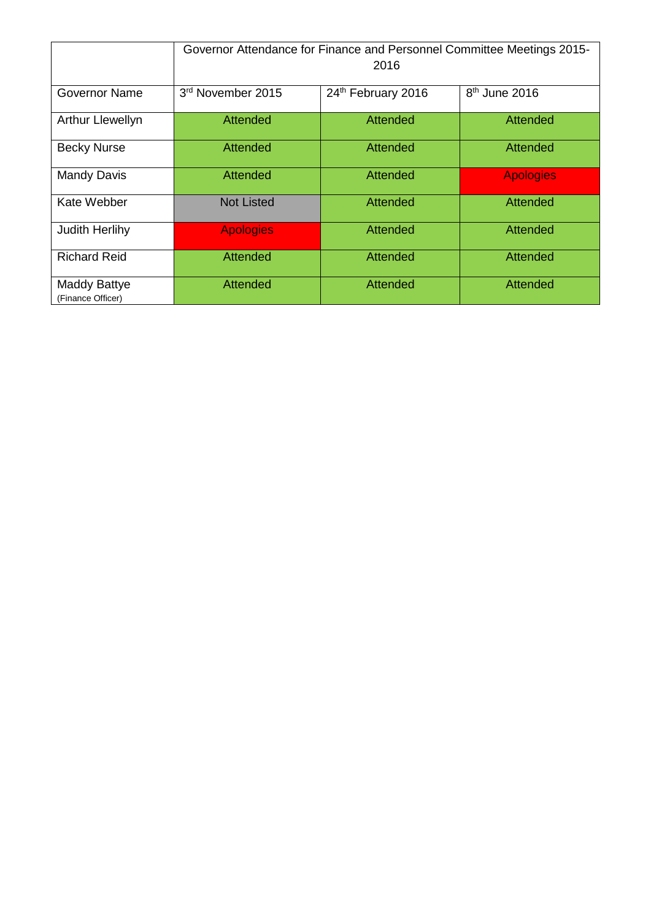| | Governor Attendance for Finance and Personnel Committee Meetings 2015-2016 | | |
|---|---|---|---|
| Governor Name | 3rd November 2015 | 24th February 2016 | 8th June 2016 |
| Arthur Llewellyn | Attended | Attended | Attended |
| Becky Nurse | Attended | Attended | Attended |
| Mandy Davis | Attended | Attended | Apologies |
| Kate Webber | Not Listed | Attended | Attended |
| Judith Herlihy | Apologies | Attended | Attended |
| Richard Reid | Attended | Attended | Attended |
| Maddy Battye (Finance Officer) | Attended | Attended | Attended |